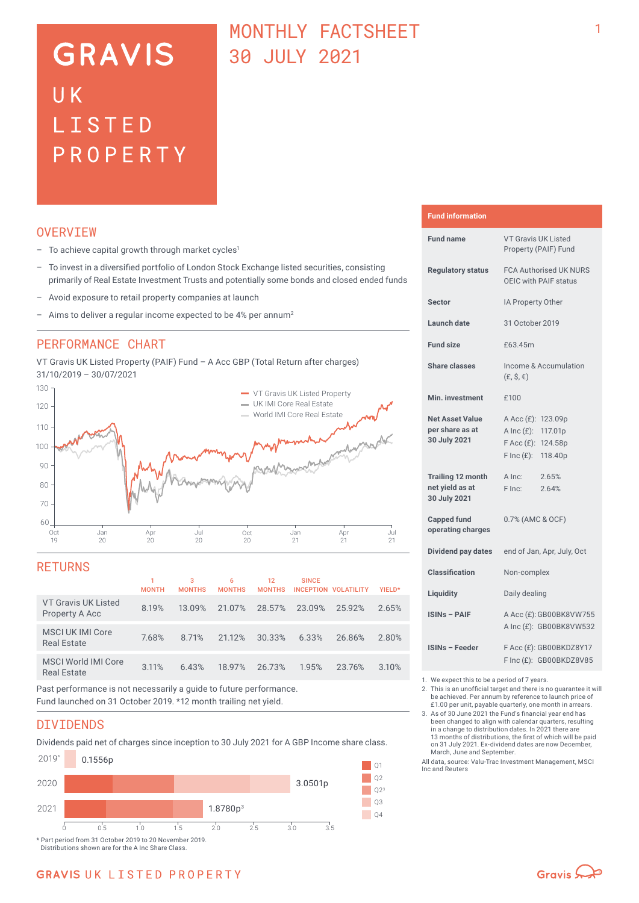# GRAVIS UK LISTED PROPERTY

# MONTHLY FACTSHEET 30 JULY 2021

## OVERVIEW

- To achieve capital growth through market cycles[1]
- To invest in a diversified portfolio of London Stock Exchange listed securities, consisting primarily of Real Estate Investment Trusts and potentially some bonds and closed ended funds
- Avoid exposure to retail property companies at launch
- Aims to deliver a regular income expected to be 4% per annum[2]

## PERFORMANCE CHART

VT Gravis UK Listed Property (PAIF) Fund – A Acc GBP (Total Return after charges) 31/10/2019 – 30/07/2021

## RETURNS

| | 1 MONTH | 3 MONTHS | 6 MONTHS | 12 MONTHS | SINCE INCEPTION | VOLATILITY | YIELD* |
|---|---|---|---|---|---|---|---|
| VT Gravis UK Listed Property A Acc | 8.19% | 13.09% | 21.07% | 28.57% | 23.09% | 25.92% | 2.65% |
| MSCI UK IMI Core Real Estate | 7.68% | 8.71% | 21.12% | 30.33% | 6.33% | 26.86% | 2.80% |
| MSCI World IMI Core Real Estate | 3.11% | 6.43% | 18.97% | 26.73% | 1.95% | 23.76% | 3.10% |

Past performance is not necessarily a guide to future performance.
Fund launched on 31 October 2019. *12 month trailing net yield.

## DIVIDENDS

Dividends paid net of charges since inception to 30 July 2021 for A GBP Income share class.

| Year | Total |
|---|---|
| 2019* | 0.1556p |
| 2020 | 3.0501p |
| 2021 | 1.8780p[3] |

\* Part period from 31 October 2019 to 20 November 2019.
Distributions shown are for the A Inc Share Class.

## Fund information

| | |
|---|---|
| Fund name | VT Gravis UK Listed Property (PAIF) Fund |
| Regulatory status | FCA Authorised UK NURS OEIC with PAIF status |
| Sector | IA Property Other |
| Launch date | 31 October 2019 |
| Fund size | £63.45m |
| Share classes | Income & Accumulation (£, $, €) |
| Min. investment | £100 |
| Net Asset Value per share as at 30 July 2021 | A Acc (£): 123.09p<br>A Inc (£): 117.01p<br>F Acc (£): 124.58p<br>F Inc (£): 118.40p |
| Trailing 12 month net yield as at 30 July 2021 | A Inc: 2.65%<br>F Inc: 2.64% |
| Capped fund operating charges | 0.7% (AMC & OCF) |
| Dividend pay dates | end of Jan, Apr, July, Oct |
| Classification | Non-complex |
| Liquidity | Daily dealing |
| ISINs – PAIF | A Acc (£): GB00BK8VW755<br>A Inc (£): GB00BK8VW532 |
| ISINs – Feeder | F Acc (£): GB00BKDZ8Y17<br>F Inc (£): GB00BKDZ8V85 |

1. We expect this to be a period of 7 years.
2. This is an unofficial target and there is no guarantee it will be achieved. Per annum by reference to launch price of £1.00 per unit, payable quarterly, one month in arrears.
3. As of 30 June 2021 the Fund's financial year end has been changed to align with calendar quarters, resulting in a change to distribution dates. In 2021 there are 13 months of distributions, the first of which will be paid on 31 July 2021. Ex-dividend dates are now December, March, June and September.

All data, source: Valu-Trac Investment Management, MSCI Inc and Reuters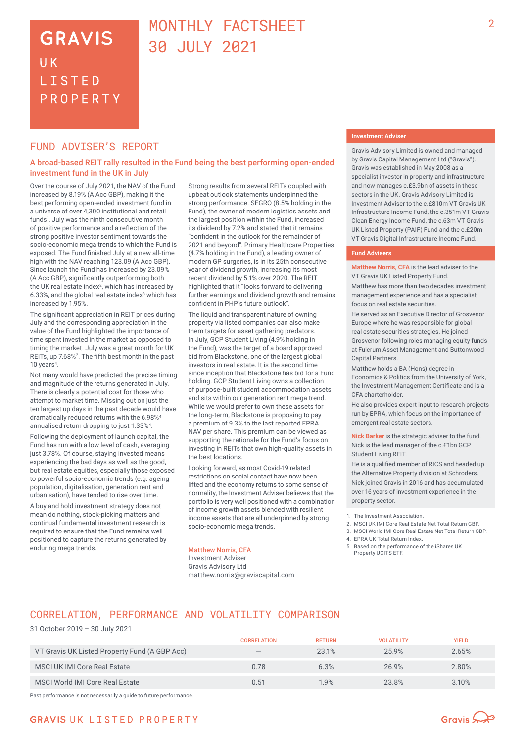# GRAVIS UK LISTED PROPERTY

# MONTHLY FACTSHEET 30 JULY 2021

## FUND ADVISER'S REPORT

### A broad-based REIT rally resulted in the Fund being the best performing open-ended investment fund in the UK in July

Over the course of July 2021, the NAV of the Fund increased by 8.19% (A Acc GBP), making it the best performing open-ended investment fund in a universe of over 4,300 institutional and retail funds[1]. July was the ninth consecutive month of positive performance and a reflection of the strong positive investor sentiment towards the socio-economic mega trends to which the Fund is exposed. The Fund finished July at a new all-time high with the NAV reaching 123.09 (A Acc GBP). Since launch the Fund has increased by 23.09% (A Acc GBP), significantly outperforming both the UK real estate index[2], which has increased by 6.33%, and the global real estate index[3] which has increased by 1.95%.

The significant appreciation in REIT prices during July and the corresponding appreciation in the value of the Fund highlighted the importance of time spent invested in the market as opposed to timing the market. July was a great month for UK REITs, up 7.68%[2]. The fifth best month in the past 10 years[4].

Not many would have predicted the precise timing and magnitude of the returns generated in July. There is clearly a potential cost for those who attempt to market time. Missing out on just the ten largest up days in the past decade would have dramatically reduced returns with the 6.98%[4] annualised return dropping to just 1.33%[4].

Following the deployment of launch capital, the Fund has run with a low level of cash, averaging just 3.78%. Of course, staying invested means experiencing the bad days as well as the good, but real estate equities, especially those exposed to powerful socio-economic trends (e.g. ageing population, digitalisation, generation rent and urbanisation), have tended to rise over time.

A buy and hold investment strategy does not mean do nothing, stock-picking matters and continual fundamental investment research is required to ensure that the Fund remains well positioned to capture the returns generated by enduring mega trends.

Strong results from several REITs coupled with upbeat outlook statements underpinned the strong performance. SEGRO (8.5% holding in the Fund), the owner of modern logistics assets and the largest position within the Fund, increased its dividend by 7.2% and stated that it remains "confident in the outlook for the remainder of 2021 and beyond". Primary Healthcare Properties (4.7% holding in the Fund), a leading owner of modern GP surgeries, is in its 25th consecutive year of dividend growth, increasing its most recent dividend by 5.1% over 2020. The REIT highlighted that it "looks forward to delivering further earnings and dividend growth and remains confident in PHP's future outlook".

The liquid and transparent nature of owning property via listed companies can also make them targets for asset gathering predators. In July, GCP Student Living (4.9% holding in the Fund), was the target of a board approved bid from Blackstone, one of the largest global investors in real estate. It is the second time since inception that Blackstone has bid for a Fund holding. GCP Student Living owns a collection of purpose-built student accommodation assets and sits within our generation rent mega trend. While we would prefer to own these assets for the long-term, Blackstone is proposing to pay a premium of 9.3% to the last reported EPRA NAV per share. This premium can be viewed as supporting the rationale for the Fund's focus on investing in REITs that own high-quality assets in the best locations.

Looking forward, as most Covid-19 related restrictions on social contact have now been lifted and the economy returns to some sense of normality, the Investment Adviser believes that the portfolio is very well positioned with a combination of income growth assets blended with resilient income assets that are all underpinned by strong socio-economic mega trends.

**Matthew Norris, CFA**
Investment Adviser
Gravis Advisory Ltd
matthew.norris@graviscapital.com

### Investment Adviser

Gravis Advisory Limited is owned and managed by Gravis Capital Management Ltd ("Gravis"). Gravis was established in May 2008 as a specialist investor in property and infrastructure and now manages c.£3.9bn of assets in these sectors in the UK. Gravis Advisory Limited is Investment Adviser to the c.£810m VT Gravis UK Infrastructure Income Fund, the c.351m VT Gravis Clean Energy Income Fund, the c.63m VT Gravis UK Listed Property (PAIF) Fund and the c.£20m VT Gravis Digital Infrastructure Income Fund.

### Fund Advisers

**Matthew Norris, CFA** is the lead adviser to the VT Gravis UK Listed Property Fund.

Matthew has more than two decades investment management experience and has a specialist focus on real estate securities.

He served as an Executive Director of Grosvenor Europe where he was responsible for global real estate securities strategies. He joined Grosvenor following roles managing equity funds at Fulcrum Asset Management and Buttonwood Capital Partners.

Matthew holds a BA (Hons) degree in Economics & Politics from the University of York, the Investment Management Certificate and is a CFA charterholder.

He also provides expert input to research projects run by EPRA, which focus on the importance of emergent real estate sectors.

**Nick Barker** is the strategic adviser to the fund. Nick is the lead manager of the c.£1bn GCP Student Living REIT.

He is a qualified member of RICS and headed up the Alternative Property division at Schroders.

Nick joined Gravis in 2016 and has accumulated over 16 years of investment experience in the property sector.

1. The Investment Association.
2. MSCI UK IMI Core Real Estate Net Total Return GBP.
3. MSCI World IMI Core Real Estate Net Total Return GBP.
4. EPRA UK Total Return Index.
5. Based on the performance of the iShares UK Property UCITS ETF.

## CORRELATION, PERFORMANCE AND VOLATILITY COMPARISON

31 October 2019 – 30 July 2021

| | CORRELATION | RETURN | VOLATILITY | YIELD |
|---|---|---|---|---|
| VT Gravis UK Listed Property Fund (A GBP Acc) | – | 23.1% | 25.9% | 2.65% |
| MSCI UK IMI Core Real Estate | 0.78 | 6.3% | 26.9% | 2.80% |
| MSCI World IMI Core Real Estate | 0.51 | 1.9% | 23.8% | 3.10% |

Past performance is not necessarily a guide to future performance.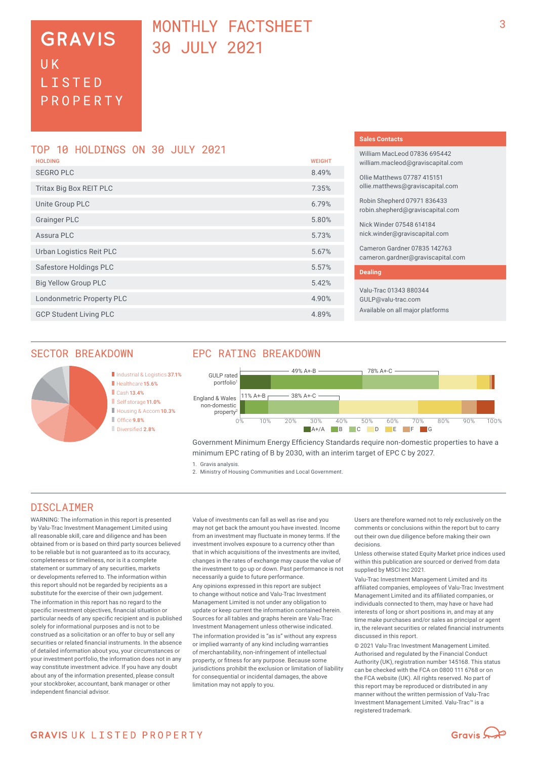# GRAVIS UK LISTED PROPERTY

## MONTHLY FACTSHEET 30 JULY 2021

## TOP 10 HOLDINGS ON 30 JULY 2021

| HOLDING | WEIGHT |
|---|---|
| SEGRO PLC | 8.49% |
| Tritax Big Box REIT PLC | 7.35% |
| Unite Group PLC | 6.79% |
| Grainger PLC | 5.80% |
| Assura PLC | 5.73% |
| Urban Logistics Reit PLC | 5.67% |
| Safestore Holdings PLC | 5.57% |
| Big Yellow Group PLC | 5.42% |
| Londonmetric Property PLC | 4.90% |
| GCP Student Living PLC | 4.89% |

### Sales Contacts

William MacLeod 07836 695442
william.macleod@graviscapital.com

Ollie Matthews 07787 415151
ollie.matthews@graviscapital.com

Robin Shepherd 07971 836433
robin.shepherd@graviscapital.com

Nick Winder 07548 614184
nick.winder@graviscapital.com

Cameron Gardner 07835 142763
cameron.gardner@graviscapital.com

### Dealing

Valu-Trac 01343 880344
GULP@valu-trac.com
Available on all major platforms

## SECTOR BREAKDOWN

Industrial & Logistics 37.1%
Healthcare 15.6%
Cash 13.4%
Self storage 11.0%
Housing & Accom 10.3%
Office 9.8%
Diversified 2.8%

## EPC RATING BREAKDOWN

GULP rated portfolio[1]
49% A+-B
78% A+-C

England & Wales non-domestic property[2]
11% A+-B
38% A+-C

0% 10% 20% 30% 40% 50% 60% 70% 80% 90% 100%

A+/A B C D E F G

Government Minimum Energy Efficiency Standards require non-domestic properties to have a minimum EPC rating of B by 2030, with an interim target of EPC C by 2027.

1. Gravis analysis.
2. Ministry of Housing Communities and Local Government.

## DISCLAIMER

WARNING: The information in this report is presented by Valu-Trac Investment Management Limited using all reasonable skill, care and diligence and has been obtained from or is based on third party sources believed to be reliable but is not guaranteed as to its accuracy, completeness or timeliness, nor is it a complete statement or summary of any securities, markets or developments referred to. The information within this report should not be regarded by recipients as a substitute for the exercise of their own judgement.

The information in this report has no regard to the specific investment objectives, financial situation or particular needs of any specific recipient and is published solely for informational purposes and is not to be construed as a solicitation or an offer to buy or sell any securities or related financial instruments. In the absence of detailed information about you, your circumstances or your investment portfolio, the information does not in any way constitute investment advice. If you have any doubt about any of the information presented, please consult your stockbroker, accountant, bank manager or other independent financial advisor.

Value of investments can fall as well as rise and you may not get back the amount you have invested. Income from an investment may fluctuate in money terms. If the investment involves exposure to a currency other than that in which acquisitions of the investments are invited, changes in the rates of exchange may cause the value of the investment to go up or down. Past performance is not necessarily a guide to future performance.

Any opinions expressed in this report are subject to change without notice and Valu-Trac Investment Management Limited is not under any obligation to update or keep current the information contained herein. Sources for all tables and graphs herein are Valu-Trac Investment Management unless otherwise indicated.

The information provided is "as is" without any express or implied warranty of any kind including warranties of merchantability, non-infringement of intellectual property, or fitness for any purpose. Because some jurisdictions prohibit the exclusion or limitation of liability for consequential or incidental damages, the above limitation may not apply to you.

Users are therefore warned not to rely exclusively on the comments or conclusions within the report but to carry out their own due diligence before making their own decisions.

Unless otherwise stated Equity Market price indices used within this publication are sourced or derived from data supplied by MSCI Inc 2021.

Valu-Trac Investment Management Limited and its affiliated companies, employees of Valu-Trac Investment Management Limited and its affiliated companies, or individuals connected to them, may have or have had interests of long or short positions in, and may at any time make purchases and/or sales as principal or agent in, the relevant securities or related financial instruments discussed in this report.

© 2021 Valu-Trac Investment Management Limited. Authorised and regulated by the Financial Conduct Authority (UK), registration number 145168. This status can be checked with the FCA on 0800 111 6768 or on the FCA website (UK). All rights reserved. No part of this report may be reproduced or distributed in any manner without the written permission of Valu-Trac Investment Management Limited. Valu-Trac™ is a registered trademark.